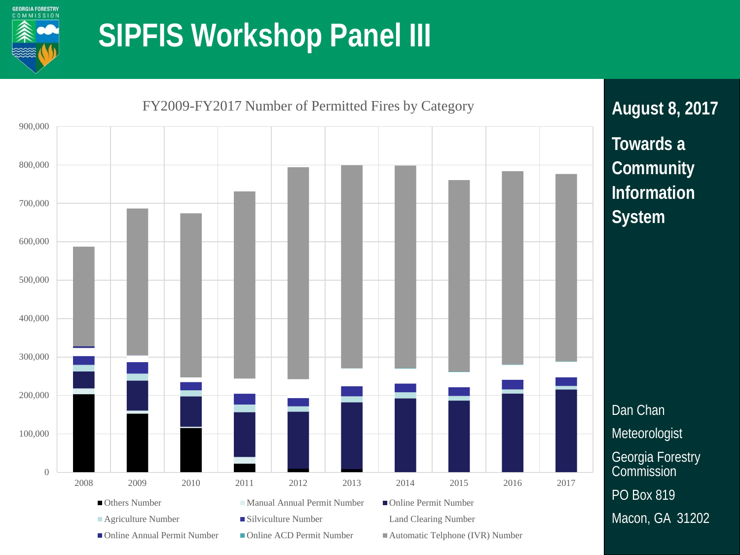# SIPFIS Workshop Panel III

GEORGIA FORESTRY COMMISSION

FY2009-FY2017 Number of Permitted Fires by Category

900,000
800,000
700,000
600,000
500,000
400,000
300,000
200,000
100,000
0

2008 2009 2010 2011 2012 2013 2014 2015 2016 2017

- Others Number
- Manual Annual Permit Number
- Online Permit Number
- Agriculture Number
- Silviculture Number
- Land Clearing Number
- Online Annual Permit Number
- Online ACD Permit Number
- Automatic Telphone (IVR) Number

**August 8, 2017**

**Towards a Community Information System**

Dan Chan

Meteorologist

Georgia Forestry Commission

PO Box 819

Macon, GA 31202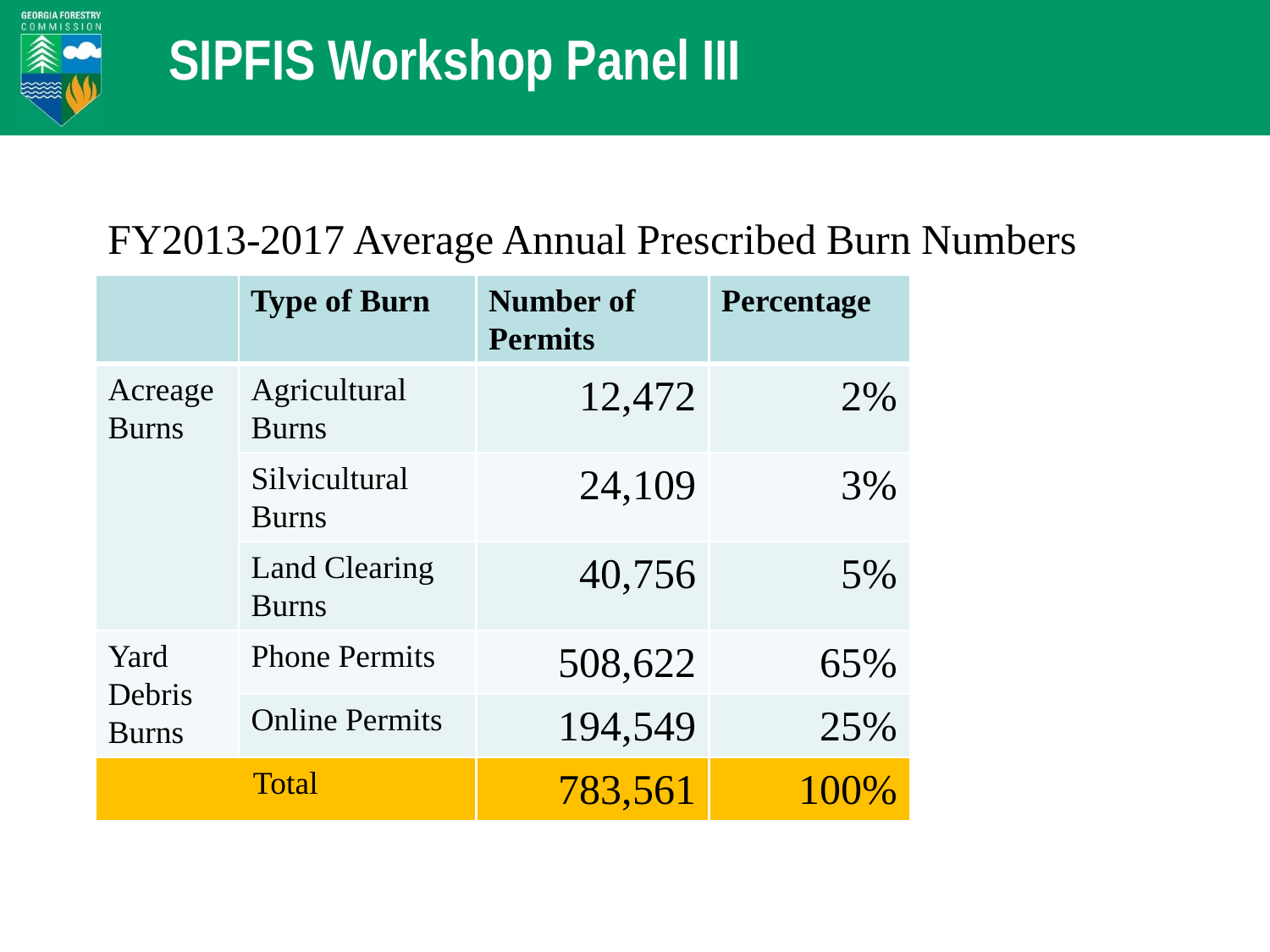# SIPFIS Workshop Panel III

## FY2013-2017 Average Annual Prescribed Burn Numbers

| | Type of Burn | Number of Permits | Percentage |
|---|---|---|---|
| Acreage Burns | Agricultural Burns | 12,472 | 2% |
| | Silvicultural Burns | 24,109 | 3% |
| | Land Clearing Burns | 40,756 | 5% |
| Yard Debris Burns | Phone Permits | 508,622 | 65% |
| | Online Permits | 194,549 | 25% |
| Total | | 783,561 | 100% |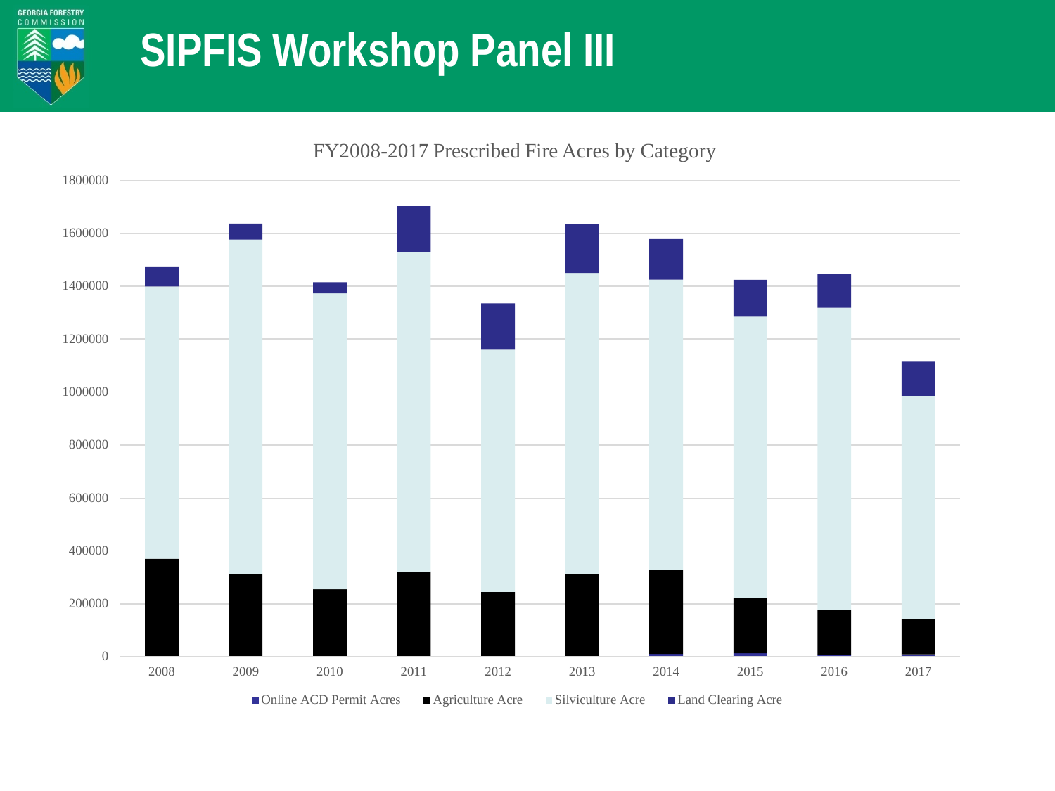# SIPFIS Workshop Panel III

FY2008-2017 Prescribed Fire Acres by Category

1800000
1600000
1400000
1200000
1000000
800000
600000
400000
200000
0

2008 2009 2010 2011 2012 2013 2014 2015 2016 2017

Online ACD Permit Acres · Agriculture Acre · Silviculture Acre · Land Clearing Acre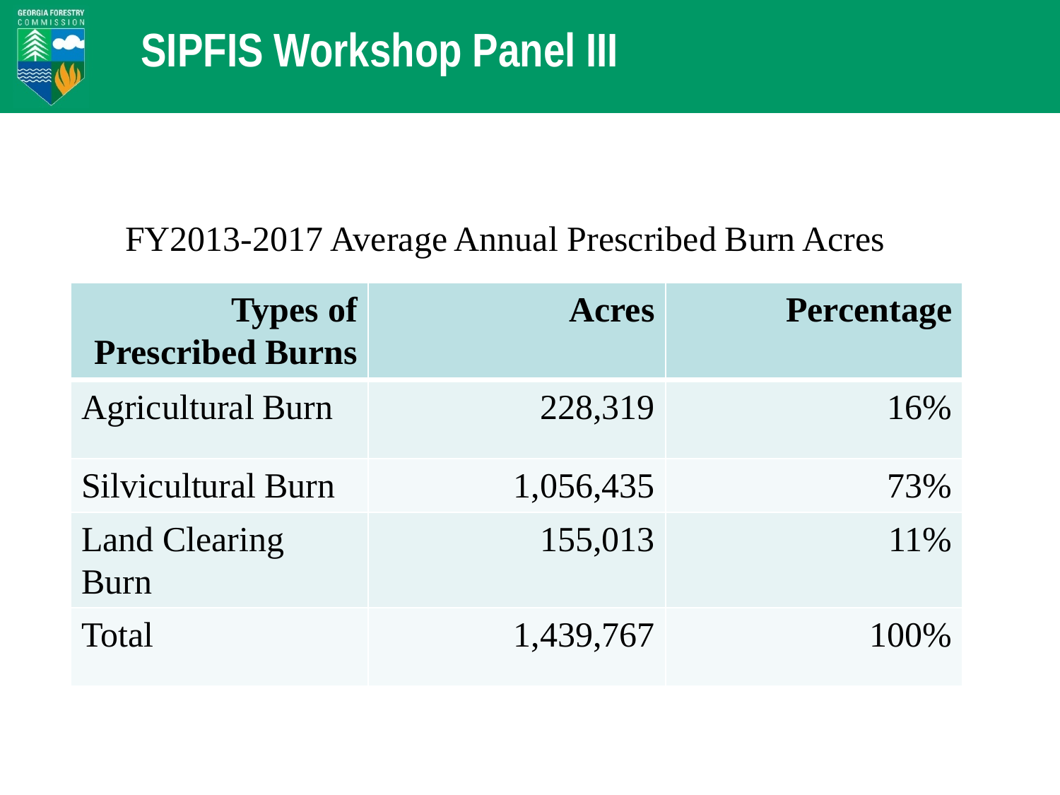# SIPFIS Workshop Panel III

FY2013-2017 Average Annual Prescribed Burn Acres

| Types of Prescribed Burns | Acres | Percentage |
|---|---|---|
| Agricultural Burn | 228,319 | 16% |
| Silvicultural Burn | 1,056,435 | 73% |
| Land Clearing Burn | 155,013 | 11% |
| Total | 1,439,767 | 100% |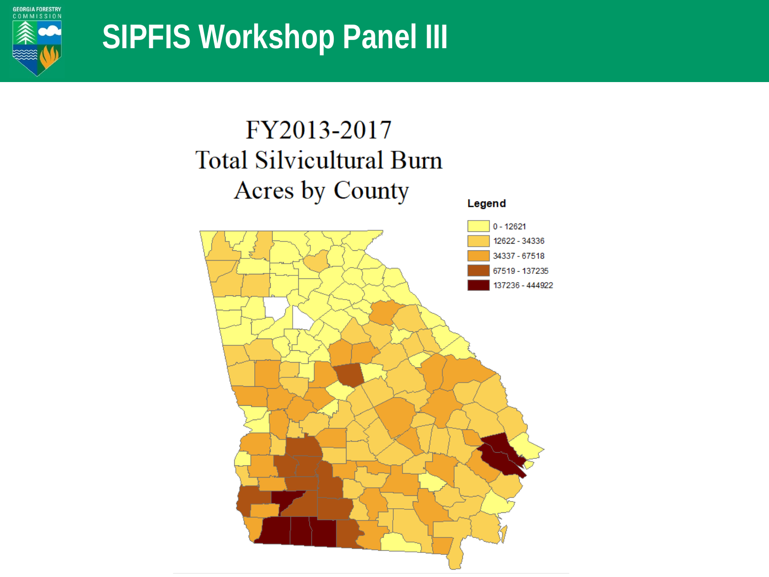# SIPFIS Workshop Panel III

## FY2013-2017 Total Silvicultural Burn Acres by County

**Legend**

- 0 - 12621
- 12622 - 34336
- 34337 - 67518
- 67519 - 137235
- 137236 - 444922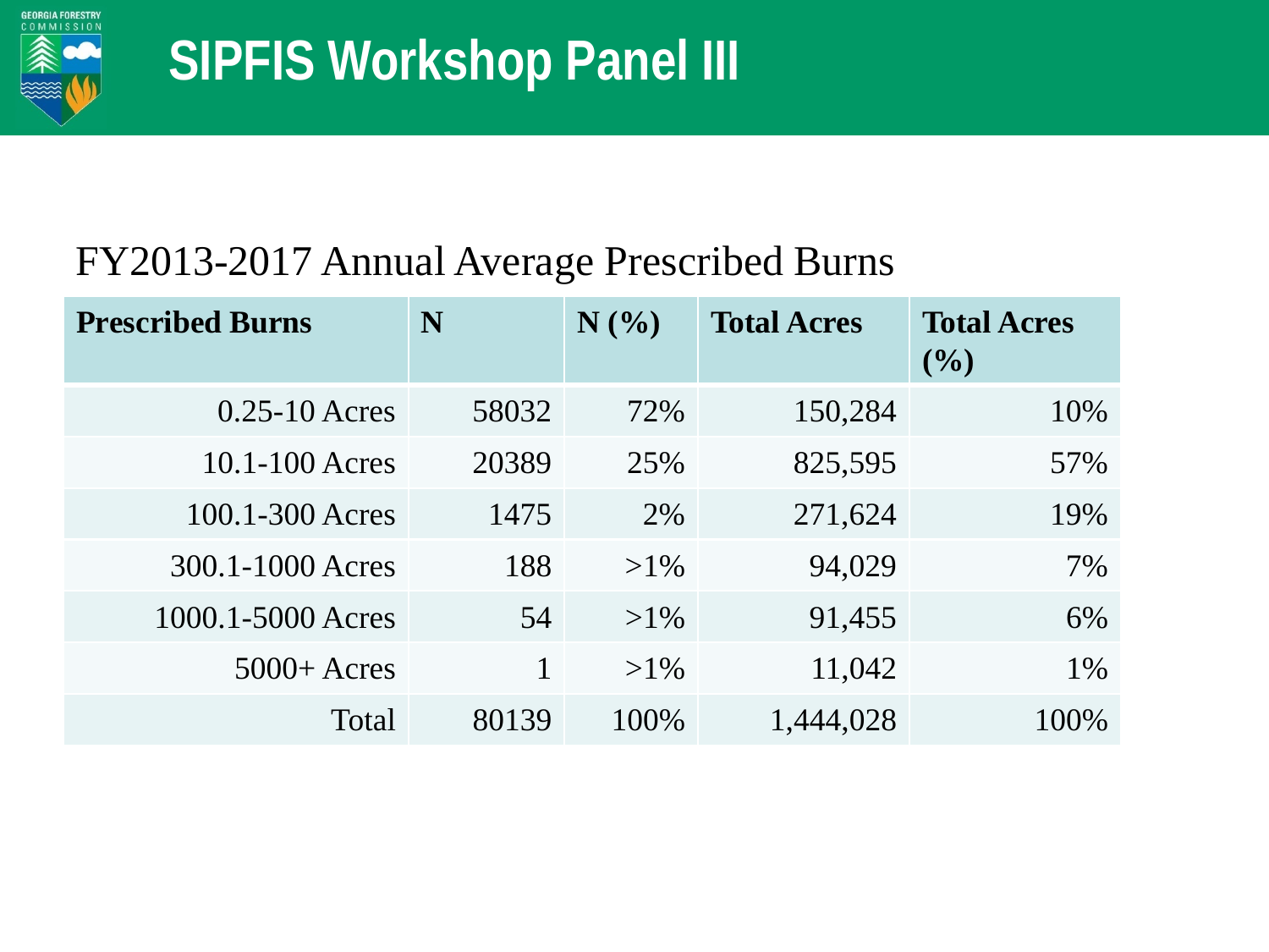# SIPFIS Workshop Panel III

## FY2013-2017 Annual Average Prescribed Burns

| Prescribed Burns | N | N (%) | Total Acres | Total Acres (%) |
|---|---|---|---|---|
| 0.25-10 Acres | 58032 | 72% | 150,284 | 10% |
| 10.1-100 Acres | 20389 | 25% | 825,595 | 57% |
| 100.1-300 Acres | 1475 | 2% | 271,624 | 19% |
| 300.1-1000 Acres | 188 | >1% | 94,029 | 7% |
| 1000.1-5000 Acres | 54 | >1% | 91,455 | 6% |
| 5000+ Acres | 1 | >1% | 11,042 | 1% |
| Total | 80139 | 100% | 1,444,028 | 100% |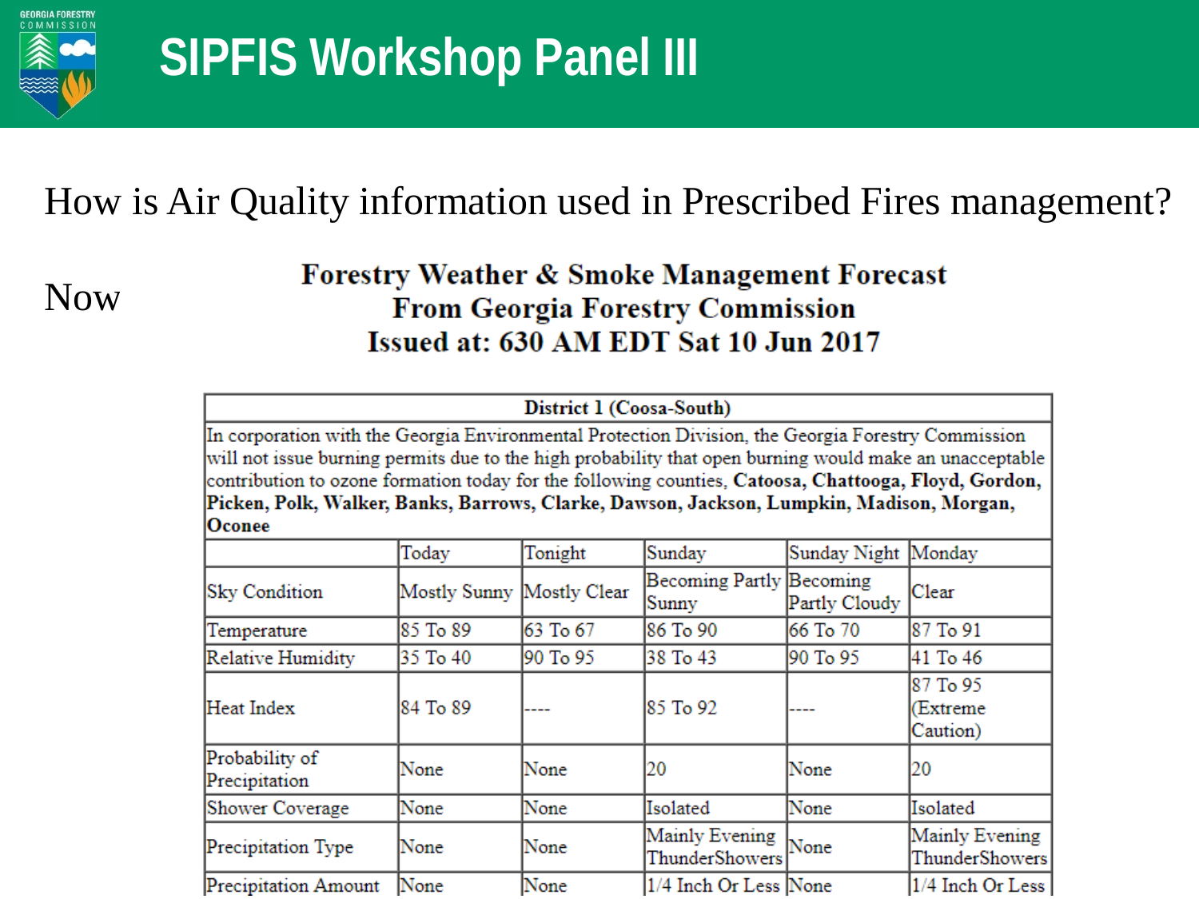# SIPFIS Workshop Panel III

How is Air Quality information used in Prescribed Fires management?

Now

**Forestry Weather & Smoke Management Forecast**
**From Georgia Forestry Commission**
**Issued at: 630 AM EDT Sat 10 Jun 2017**

| **District 1 (Coosa-South)** | | | | | |
|---|---|---|---|---|---|
| In corporation with the Georgia Environmental Protection Division, the Georgia Forestry Commission will not issue burning permits due to the high probability that open burning would make an unacceptable contribution to ozone formation today for the following counties, **Catoosa, Chattooga, Floyd, Gordon, Picken, Polk, Walker, Banks, Barrows, Clarke, Dawson, Jackson, Lumpkin, Madison, Morgan, Oconee** | | | | | |
| | Today | Tonight | Sunday | Sunday Night | Monday |
| Sky Condition | Mostly Sunny | Mostly Clear | Becoming Partly Sunny | Becoming Partly Cloudy | Clear |
| Temperature | 85 To 89 | 63 To 67 | 86 To 90 | 66 To 70 | 87 To 91 |
| Relative Humidity | 35 To 40 | 90 To 95 | 38 To 43 | 90 To 95 | 41 To 46 |
| Heat Index | 84 To 89 | ---- | 85 To 92 | ---- | 87 To 95 (Extreme Caution) |
| Probability of Precipitation | None | None | 20 | None | 20 |
| Shower Coverage | None | None | Isolated | None | Isolated |
| Precipitation Type | None | None | Mainly Evening ThunderShowers | None | Mainly Evening ThunderShowers |
| Precipitation Amount | None | None | 1/4 Inch Or Less | None | 1/4 Inch Or Less |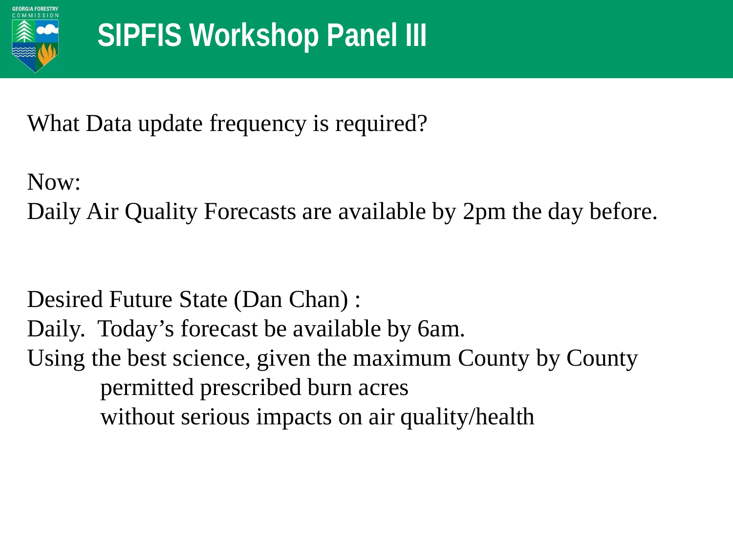# SIPFIS Workshop Panel III

What Data update frequency is required?

Now:
Daily Air Quality Forecasts are available by 2pm the day before.

Desired Future State (Dan Chan) :
Daily. Today’s forecast be available by 6am.
Using the best science, given the maximum County by County
permitted prescribed burn acres
without serious impacts on air quality/health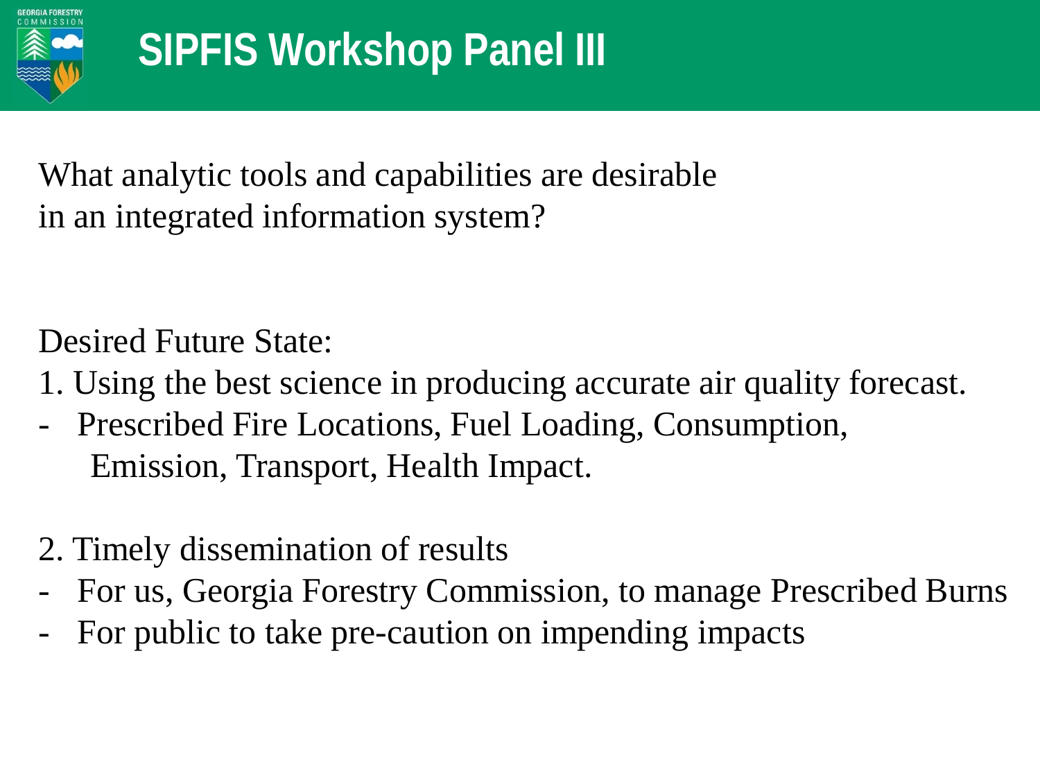# SIPFIS Workshop Panel III

What analytic tools and capabilities are desirable in an integrated information system?

Desired Future State:

1. Using the best science in producing accurate air quality forecast.
   - Prescribed Fire Locations, Fuel Loading, Consumption, Emission, Transport, Health Impact.

2. Timely dissemination of results
   - For us, Georgia Forestry Commission, to manage Prescribed Burns
   - For public to take pre-caution on impending impacts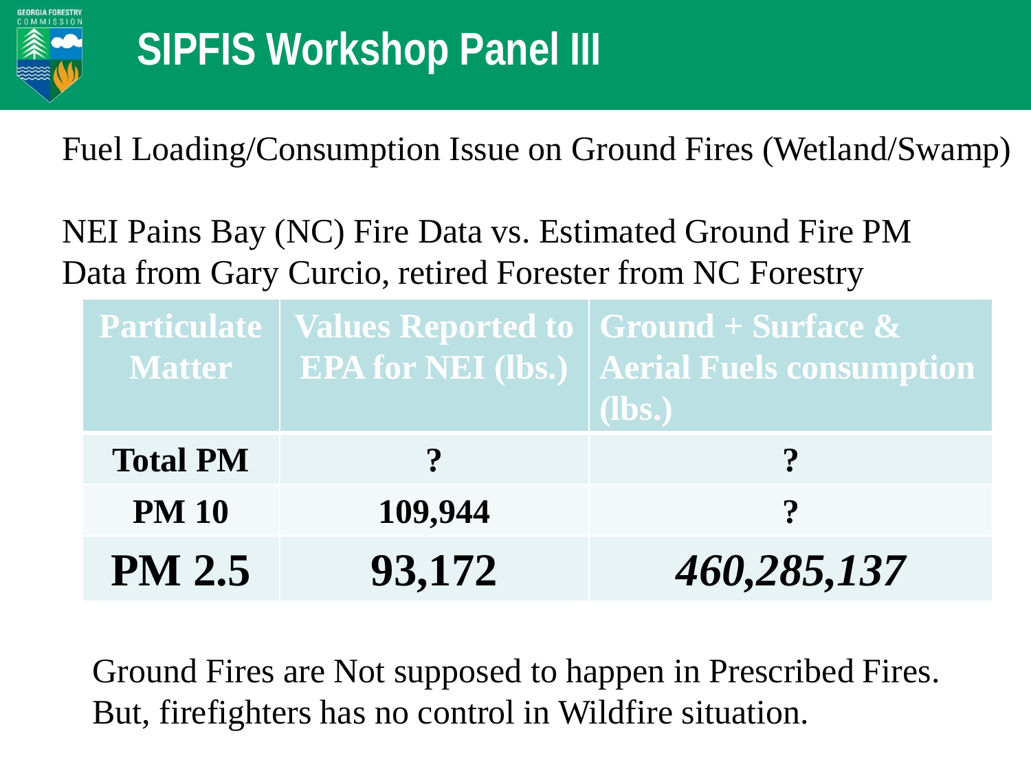# SIPFIS Workshop Panel III

Fuel Loading/Consumption Issue on Ground Fires (Wetland/Swamp)

NEI Pains Bay (NC) Fire Data vs. Estimated Ground Fire PM Data from Gary Curcio, retired Forester from NC Forestry

| Particulate Matter | Values Reported to EPA for NEI (lbs.) | Ground + Surface & Aerial Fuels consumption (lbs.) |
|---|---|---|
| **Total PM** | **?** | **?** |
| **PM 10** | **109,944** | **?** |
| **PM 2.5** | **93,172** | ***460,285,137*** |

Ground Fires are Not supposed to happen in Prescribed Fires. But, firefighters has no control in Wildfire situation.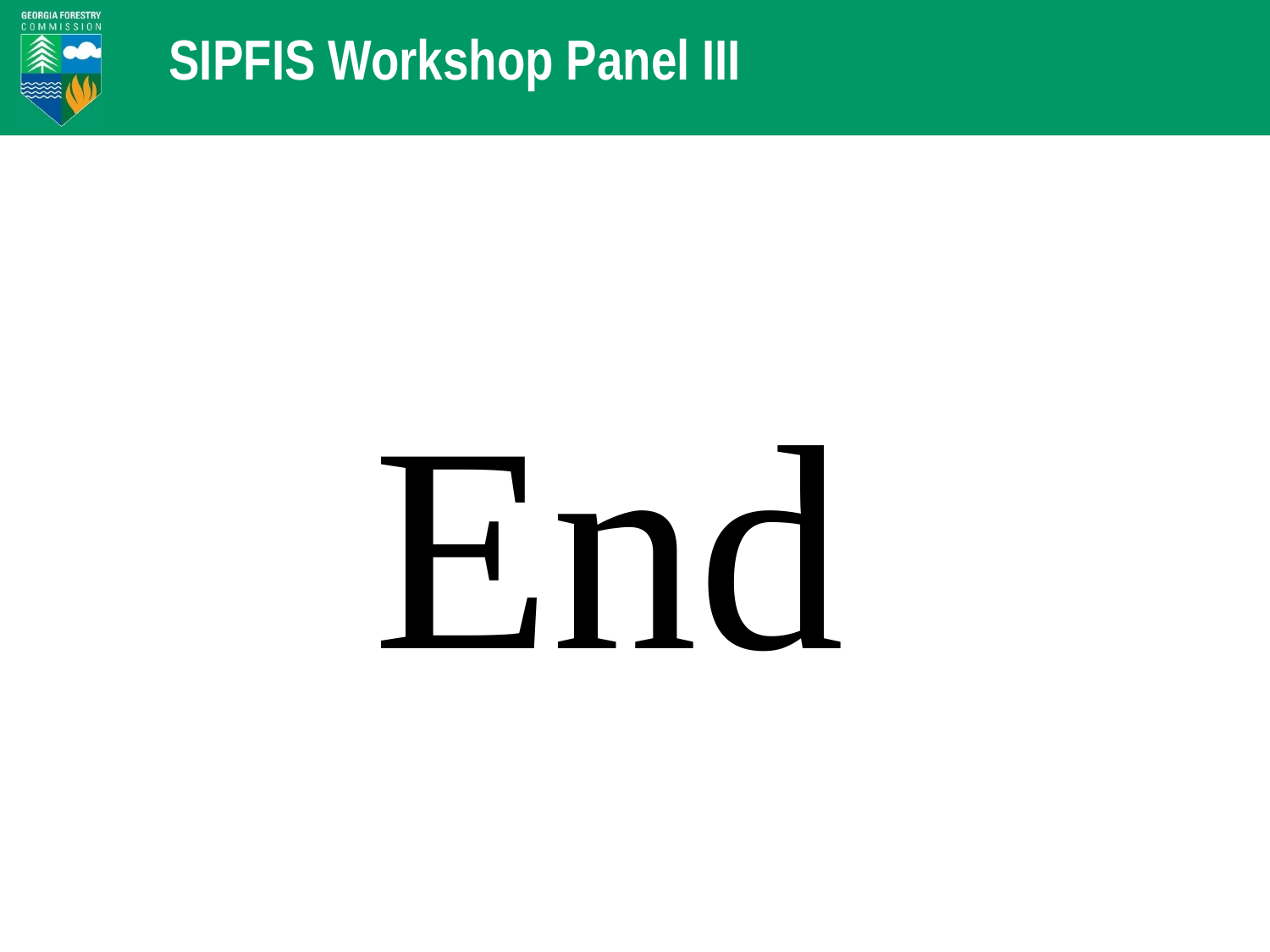# SIPFIS Workshop Panel III

End